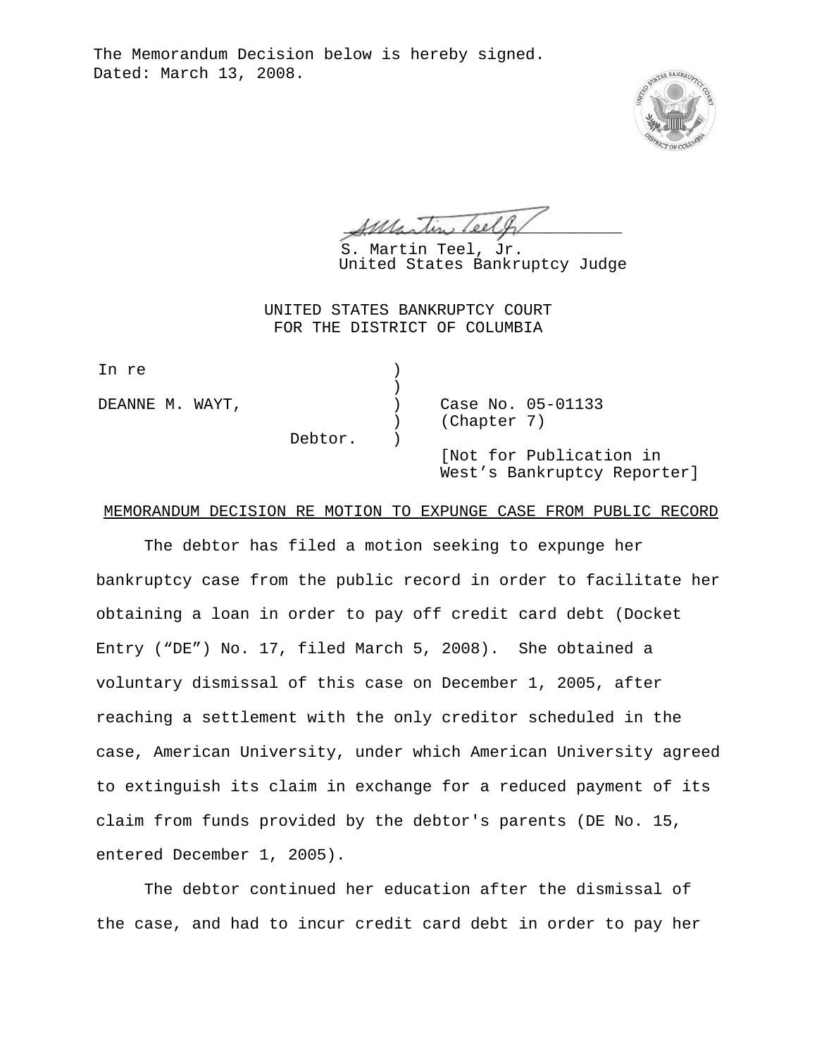The Memorandum Decision below is hereby signed.
Dated: March 13, 2008.

S. Martin Teel, Jr.
United States Bankruptcy Judge

UNITED STATES BANKRUPTCY COURT
FOR THE DISTRICT OF COLUMBIA

| | | |
|---|---|---|
| In re | ) | |
| | ) | |
| DEANNE M. WAYT, | ) | Case No. 05-01133 |
| | ) | (Chapter 7) |
| Debtor. | ) | |
| | | [Not for Publication in West's Bankruptcy Reporter] |

MEMORANDUM DECISION RE MOTION TO EXPUNGE CASE FROM PUBLIC RECORD

The debtor has filed a motion seeking to expunge her bankruptcy case from the public record in order to facilitate her obtaining a loan in order to pay off credit card debt (Docket Entry ("DE") No. 17, filed March 5, 2008). She obtained a voluntary dismissal of this case on December 1, 2005, after reaching a settlement with the only creditor scheduled in the case, American University, under which American University agreed to extinguish its claim in exchange for a reduced payment of its claim from funds provided by the debtor's parents (DE No. 15, entered December 1, 2005).

The debtor continued her education after the dismissal of the case, and had to incur credit card debt in order to pay her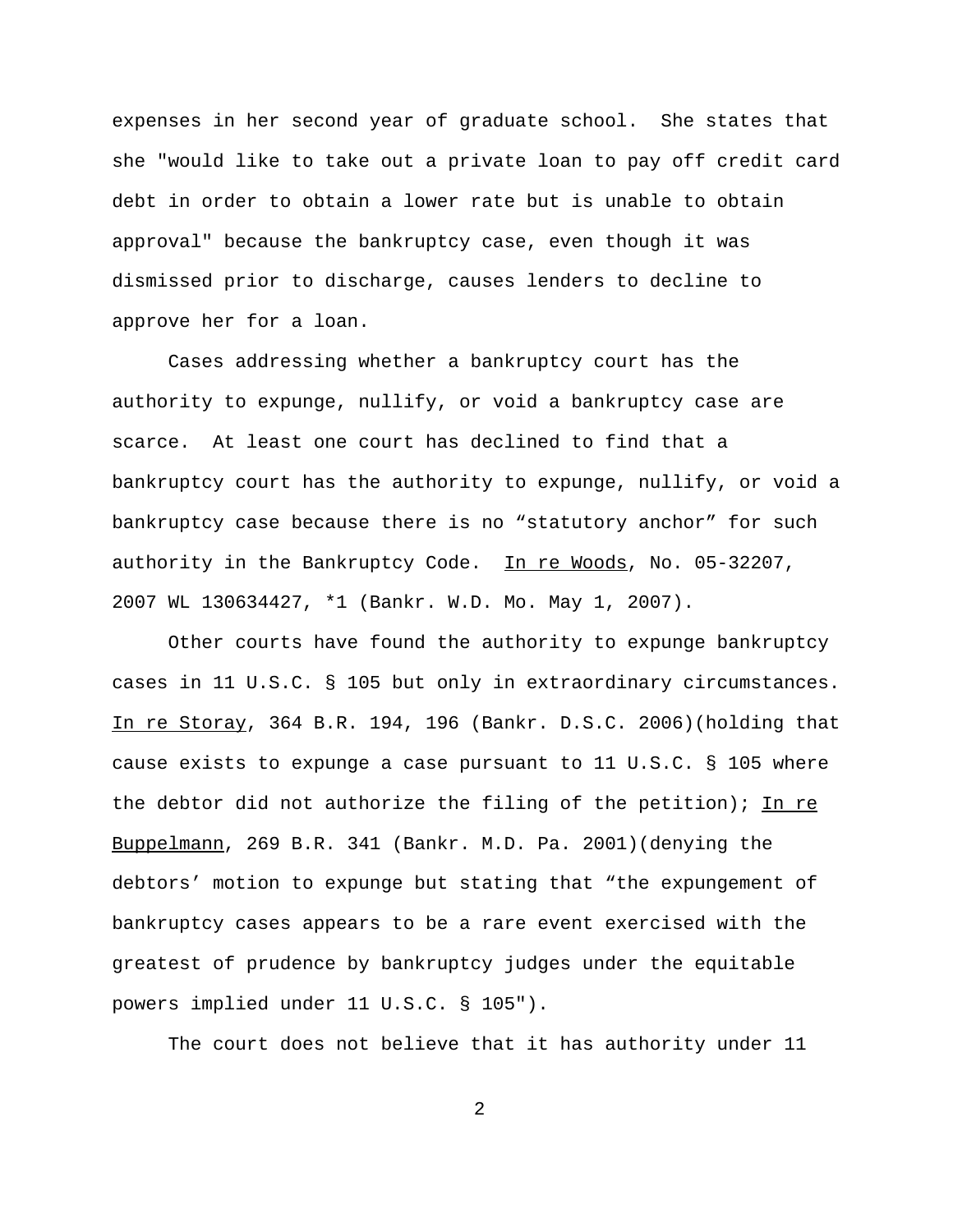expenses in her second year of graduate school. She states that she "would like to take out a private loan to pay off credit card debt in order to obtain a lower rate but is unable to obtain approval" because the bankruptcy case, even though it was dismissed prior to discharge, causes lenders to decline to approve her for a loan.

Cases addressing whether a bankruptcy court has the authority to expunge, nullify, or void a bankruptcy case are scarce. At least one court has declined to find that a bankruptcy court has the authority to expunge, nullify, or void a bankruptcy case because there is no “statutory anchor” for such authority in the Bankruptcy Code. In re Woods, No. 05-32207, 2007 WL 130634427, *1 (Bankr. W.D. Mo. May 1, 2007).

Other courts have found the authority to expunge bankruptcy cases in 11 U.S.C. § 105 but only in extraordinary circumstances. In re Storay, 364 B.R. 194, 196 (Bankr. D.S.C. 2006)(holding that cause exists to expunge a case pursuant to 11 U.S.C. § 105 where the debtor did not authorize the filing of the petition); In re Buppelmann, 269 B.R. 341 (Bankr. M.D. Pa. 2001)(denying the debtors’ motion to expunge but stating that “the expungement of bankruptcy cases appears to be a rare event exercised with the greatest of prudence by bankruptcy judges under the equitable powers implied under 11 U.S.C. § 105").

The court does not believe that it has authority under 11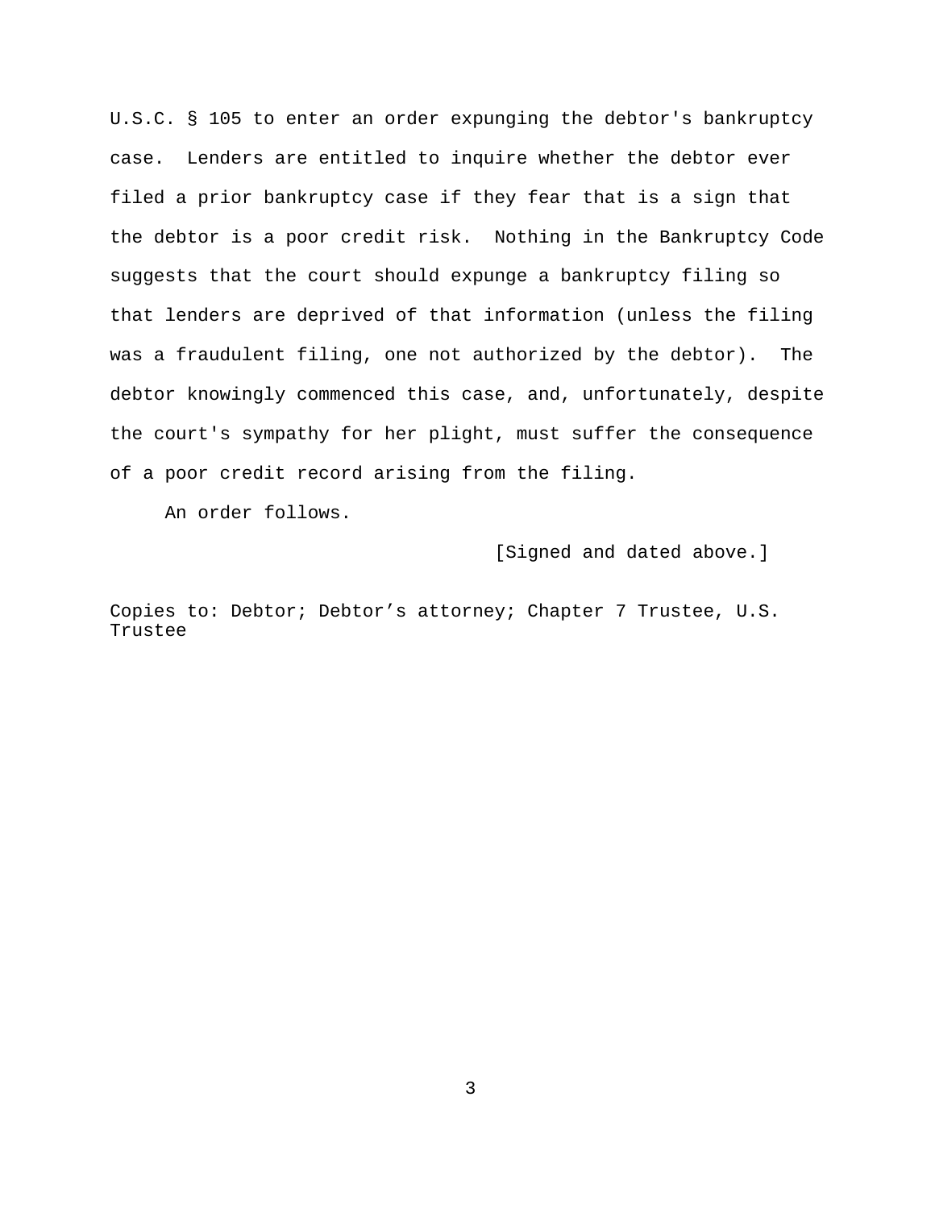U.S.C. § 105 to enter an order expunging the debtor's bankruptcy case. Lenders are entitled to inquire whether the debtor ever filed a prior bankruptcy case if they fear that is a sign that the debtor is a poor credit risk. Nothing in the Bankruptcy Code suggests that the court should expunge a bankruptcy filing so that lenders are deprived of that information (unless the filing was a fraudulent filing, one not authorized by the debtor). The debtor knowingly commenced this case, and, unfortunately, despite the court's sympathy for her plight, must suffer the consequence of a poor credit record arising from the filing.

An order follows.

[Signed and dated above.]

Copies to: Debtor; Debtor's attorney; Chapter 7 Trustee, U.S. Trustee